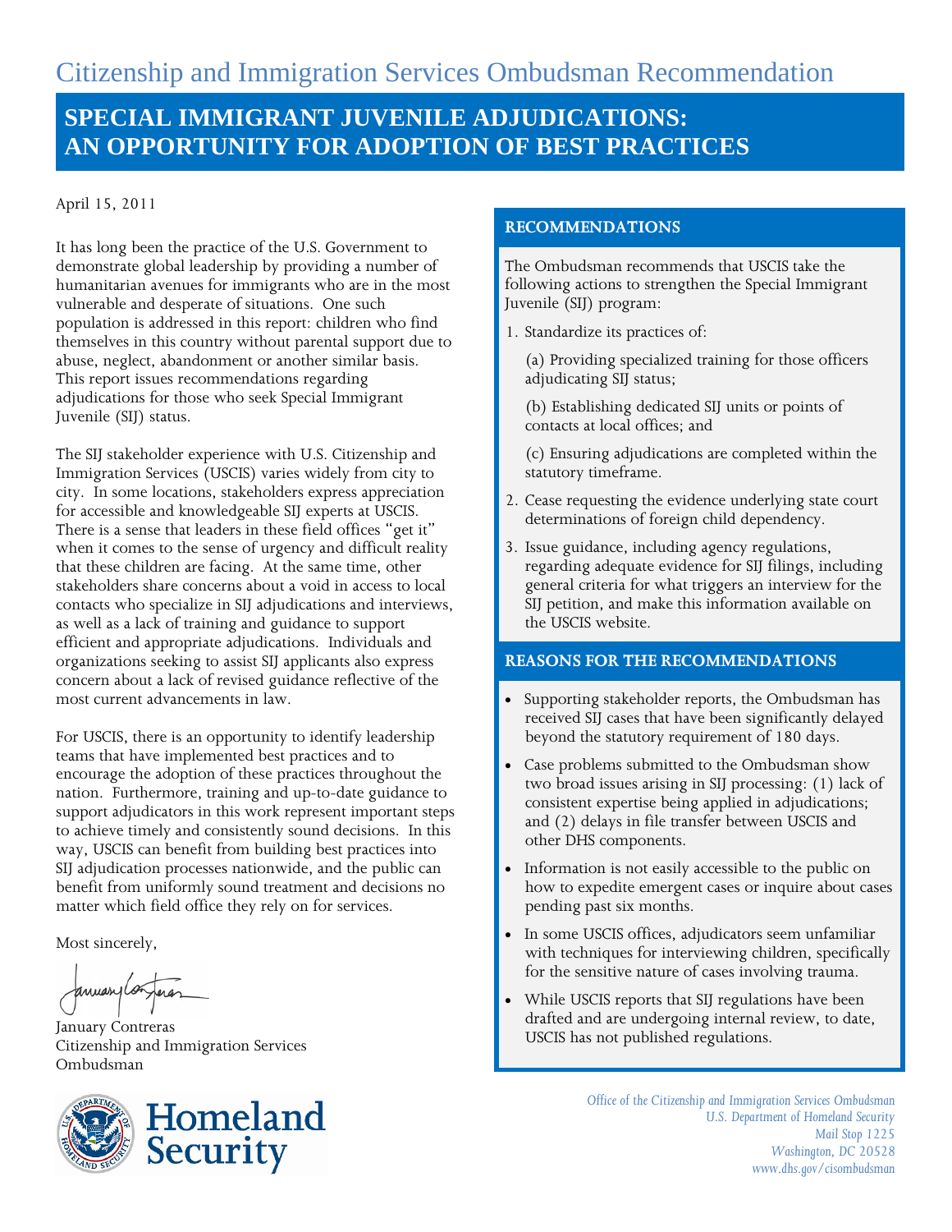# Citizenship and Immigration Services Ombudsman Recommendation

## SPECIAL IMMIGRANT JUVENILE ADJUDICATIONS: AN OPPORTUNITY FOR ADOPTION OF BEST PRACTICES

April 15, 2011

It has long been the practice of the U.S. Government to demonstrate global leadership by providing a number of humanitarian avenues for immigrants who are in the most vulnerable and desperate of situations. One such population is addressed in this report: children who find themselves in this country without parental support due to abuse, neglect, abandonment or another similar basis. This report issues recommendations regarding adjudications for those who seek Special Immigrant Juvenile (SIJ) status.

The SIJ stakeholder experience with U.S. Citizenship and Immigration Services (USCIS) varies widely from city to city. In some locations, stakeholders express appreciation for accessible and knowledgeable SIJ experts at USCIS. There is a sense that leaders in these field offices "get it" when it comes to the sense of urgency and difficult reality that these children are facing. At the same time, other stakeholders share concerns about a void in access to local contacts who specialize in SIJ adjudications and interviews, as well as a lack of training and guidance to support efficient and appropriate adjudications. Individuals and organizations seeking to assist SIJ applicants also express concern about a lack of revised guidance reflective of the most current advancements in law.

For USCIS, there is an opportunity to identify leadership teams that have implemented best practices and to encourage the adoption of these practices throughout the nation. Furthermore, training and up-to-date guidance to support adjudicators in this work represent important steps to achieve timely and consistently sound decisions. In this way, USCIS can benefit from building best practices into SIJ adjudication processes nationwide, and the public can benefit from uniformly sound treatment and decisions no matter which field office they rely on for services.

Most sincerely,

January Contreras
Citizenship and Immigration Services Ombudsman

### RECOMMENDATIONS

The Ombudsman recommends that USCIS take the following actions to strengthen the Special Immigrant Juvenile (SIJ) program:

1. Standardize its practices of:

   (a) Providing specialized training for those officers adjudicating SIJ status;

   (b) Establishing dedicated SIJ units or points of contacts at local offices; and

   (c) Ensuring adjudications are completed within the statutory timeframe.

2. Cease requesting the evidence underlying state court determinations of foreign child dependency.
3. Issue guidance, including agency regulations, regarding adequate evidence for SIJ filings, including general criteria for what triggers an interview for the SIJ petition, and make this information available on the USCIS website.

### REASONS FOR THE RECOMMENDATIONS

- Supporting stakeholder reports, the Ombudsman has received SIJ cases that have been significantly delayed beyond the statutory requirement of 180 days.
- Case problems submitted to the Ombudsman show two broad issues arising in SIJ processing: (1) lack of consistent expertise being applied in adjudications; and (2) delays in file transfer between USCIS and other DHS components.
- Information is not easily accessible to the public on how to expedite emergent cases or inquire about cases pending past six months.
- In some USCIS offices, adjudicators seem unfamiliar with techniques for interviewing children, specifically for the sensitive nature of cases involving trauma.
- While USCIS reports that SIJ regulations have been drafted and are undergoing internal review, to date, USCIS has not published regulations.

*Office of the Citizenship and Immigration Services Ombudsman*
*U.S. Department of Homeland Security*
*Mail Stop 1225*
*Washington, DC 20528*
*www.dhs.gov/cisombudsman*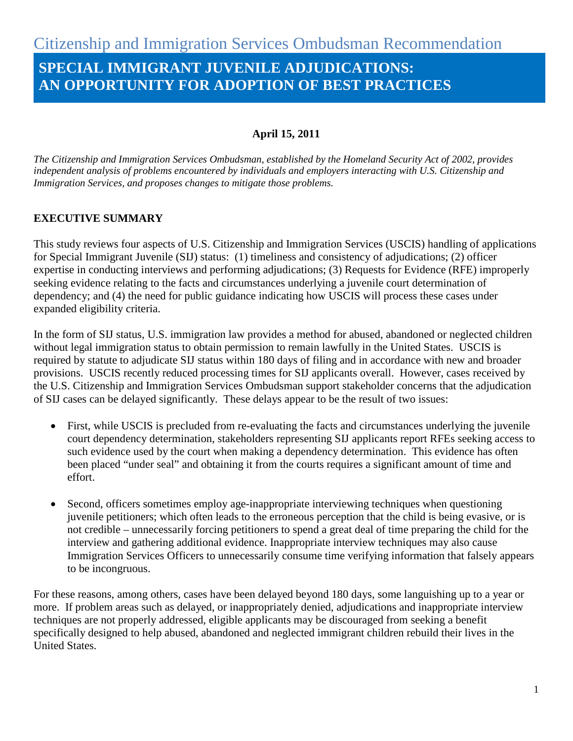# Citizenship and Immigration Services Ombudsman Recommendation

## SPECIAL IMMIGRANT JUVENILE ADJUDICATIONS: AN OPPORTUNITY FOR ADOPTION OF BEST PRACTICES

**April 15, 2011**

*The Citizenship and Immigration Services Ombudsman, established by the Homeland Security Act of 2002, provides independent analysis of problems encountered by individuals and employers interacting with U.S. Citizenship and Immigration Services, and proposes changes to mitigate those problems.*

### EXECUTIVE SUMMARY

This study reviews four aspects of U.S. Citizenship and Immigration Services (USCIS) handling of applications for Special Immigrant Juvenile (SIJ) status: (1) timeliness and consistency of adjudications; (2) officer expertise in conducting interviews and performing adjudications; (3) Requests for Evidence (RFE) improperly seeking evidence relating to the facts and circumstances underlying a juvenile court determination of dependency; and (4) the need for public guidance indicating how USCIS will process these cases under expanded eligibility criteria.

In the form of SIJ status, U.S. immigration law provides a method for abused, abandoned or neglected children without legal immigration status to obtain permission to remain lawfully in the United States. USCIS is required by statute to adjudicate SIJ status within 180 days of filing and in accordance with new and broader provisions. USCIS recently reduced processing times for SIJ applicants overall. However, cases received by the U.S. Citizenship and Immigration Services Ombudsman support stakeholder concerns that the adjudication of SIJ cases can be delayed significantly. These delays appear to be the result of two issues:

- First, while USCIS is precluded from re-evaluating the facts and circumstances underlying the juvenile court dependency determination, stakeholders representing SIJ applicants report RFEs seeking access to such evidence used by the court when making a dependency determination. This evidence has often been placed "under seal" and obtaining it from the courts requires a significant amount of time and effort.
- Second, officers sometimes employ age-inappropriate interviewing techniques when questioning juvenile petitioners; which often leads to the erroneous perception that the child is being evasive, or is not credible – unnecessarily forcing petitioners to spend a great deal of time preparing the child for the interview and gathering additional evidence. Inappropriate interview techniques may also cause Immigration Services Officers to unnecessarily consume time verifying information that falsely appears to be incongruous.

For these reasons, among others, cases have been delayed beyond 180 days, some languishing up to a year or more. If problem areas such as delayed, or inappropriately denied, adjudications and inappropriate interview techniques are not properly addressed, eligible applicants may be discouraged from seeking a benefit specifically designed to help abused, abandoned and neglected immigrant children rebuild their lives in the United States.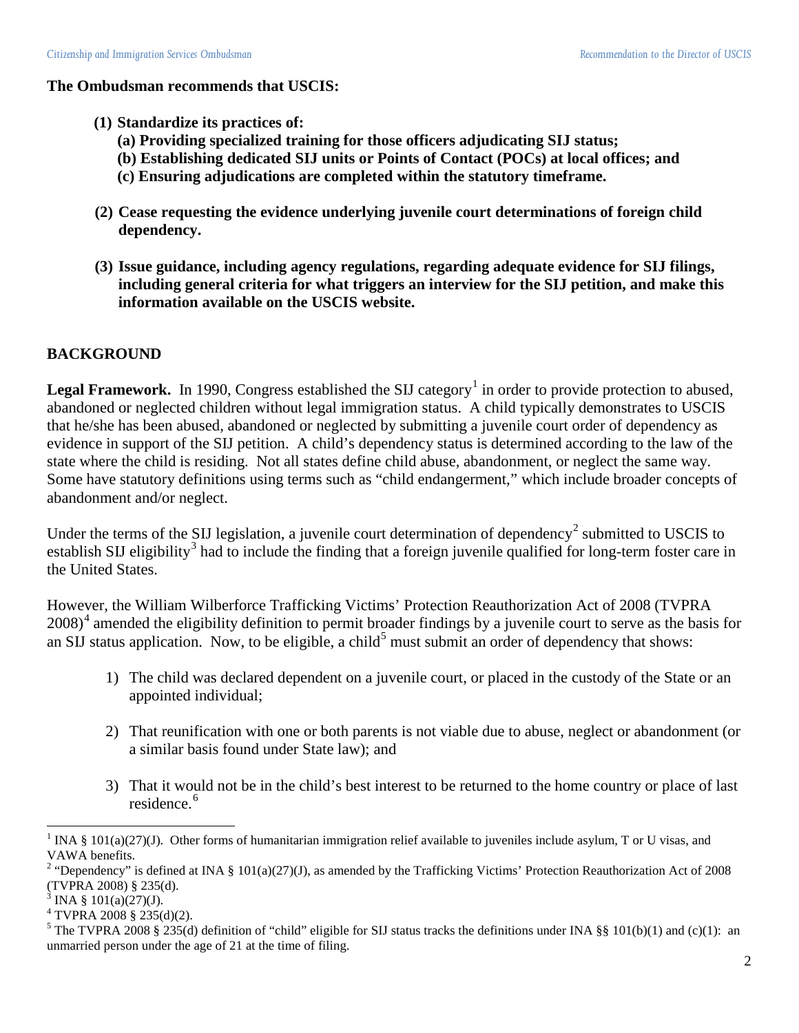**The Ombudsman recommends that USCIS:**

**(1) Standardize its practices of:**
**(a) Providing specialized training for those officers adjudicating SIJ status;**
**(b) Establishing dedicated SIJ units or Points of Contact (POCs) at local offices; and**
**(c) Ensuring adjudications are completed within the statutory timeframe.**

**(2) Cease requesting the evidence underlying juvenile court determinations of foreign child dependency.**

**(3) Issue guidance, including agency regulations, regarding adequate evidence for SIJ filings, including general criteria for what triggers an interview for the SIJ petition, and make this information available on the USCIS website.**

## BACKGROUND

**Legal Framework.** In 1990, Congress established the SIJ category[1] in order to provide protection to abused, abandoned or neglected children without legal immigration status. A child typically demonstrates to USCIS that he/she has been abused, abandoned or neglected by submitting a juvenile court order of dependency as evidence in support of the SIJ petition. A child's dependency status is determined according to the law of the state where the child is residing. Not all states define child abuse, abandonment, or neglect the same way. Some have statutory definitions using terms such as "child endangerment," which include broader concepts of abandonment and/or neglect.

Under the terms of the SIJ legislation, a juvenile court determination of dependency[2] submitted to USCIS to establish SIJ eligibility[3] had to include the finding that a foreign juvenile qualified for long-term foster care in the United States.

However, the William Wilberforce Trafficking Victims' Protection Reauthorization Act of 2008 (TVPRA 2008)[4] amended the eligibility definition to permit broader findings by a juvenile court to serve as the basis for an SIJ status application. Now, to be eligible, a child[5] must submit an order of dependency that shows:

1) The child was declared dependent on a juvenile court, or placed in the custody of the State or an appointed individual;

2) That reunification with one or both parents is not viable due to abuse, neglect or abandonment (or a similar basis found under State law); and

3) That it would not be in the child's best interest to be returned to the home country or place of last residence.[6]

---

[1] INA § 101(a)(27)(J). Other forms of humanitarian immigration relief available to juveniles include asylum, T or U visas, and VAWA benefits.

[2] "Dependency" is defined at INA § 101(a)(27)(J), as amended by the Trafficking Victims' Protection Reauthorization Act of 2008 (TVPRA 2008) § 235(d).

[3] INA § 101(a)(27)(J).

[4] TVPRA 2008 § 235(d)(2).

[5] The TVPRA 2008 § 235(d) definition of "child" eligible for SIJ status tracks the definitions under INA §§ 101(b)(1) and (c)(1): an unmarried person under the age of 21 at the time of filing.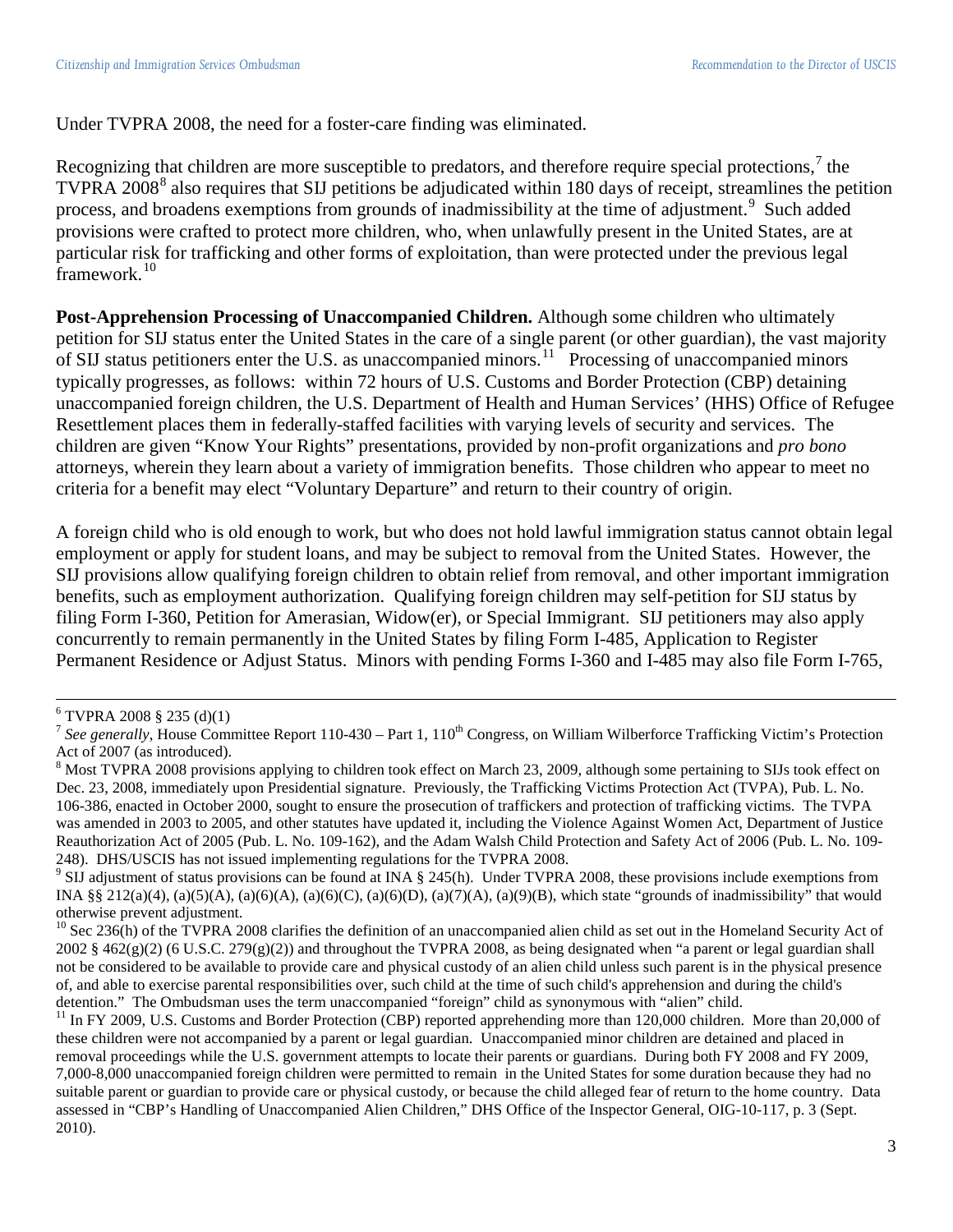Under TVPRA 2008, the need for a foster-care finding was eliminated.

Recognizing that children are more susceptible to predators, and therefore require special protections,[7] the TVPRA 2008[8] also requires that SIJ petitions be adjudicated within 180 days of receipt, streamlines the petition process, and broadens exemptions from grounds of inadmissibility at the time of adjustment.[9] Such added provisions were crafted to protect more children, who, when unlawfully present in the United States, are at particular risk for trafficking and other forms of exploitation, than were protected under the previous legal framework.[10]

**Post-Apprehension Processing of Unaccompanied Children.** Although some children who ultimately petition for SIJ status enter the United States in the care of a single parent (or other guardian), the vast majority of SIJ status petitioners enter the U.S. as unaccompanied minors.[11] Processing of unaccompanied minors typically progresses, as follows: within 72 hours of U.S. Customs and Border Protection (CBP) detaining unaccompanied foreign children, the U.S. Department of Health and Human Services' (HHS) Office of Refugee Resettlement places them in federally-staffed facilities with varying levels of security and services. The children are given "Know Your Rights" presentations, provided by non-profit organizations and *pro bono* attorneys, wherein they learn about a variety of immigration benefits. Those children who appear to meet no criteria for a benefit may elect "Voluntary Departure" and return to their country of origin.

A foreign child who is old enough to work, but who does not hold lawful immigration status cannot obtain legal employment or apply for student loans, and may be subject to removal from the United States. However, the SIJ provisions allow qualifying foreign children to obtain relief from removal, and other important immigration benefits, such as employment authorization. Qualifying foreign children may self-petition for SIJ status by filing Form I-360, Petition for Amerasian, Widow(er), or Special Immigrant. SIJ petitioners may also apply concurrently to remain permanently in the United States by filing Form I-485, Application to Register Permanent Residence or Adjust Status. Minors with pending Forms I-360 and I-485 may also file Form I-765,

---

[6] TVPRA 2008 § 235 (d)(1)

[7] *See generally*, House Committee Report 110-430 – Part 1, 110th Congress, on William Wilberforce Trafficking Victim's Protection Act of 2007 (as introduced).

[8] Most TVPRA 2008 provisions applying to children took effect on March 23, 2009, although some pertaining to SIJs took effect on Dec. 23, 2008, immediately upon Presidential signature. Previously, the Trafficking Victims Protection Act (TVPA), Pub. L. No. 106-386, enacted in October 2000, sought to ensure the prosecution of traffickers and protection of trafficking victims. The TVPA was amended in 2003 to 2005, and other statutes have updated it, including the Violence Against Women Act, Department of Justice Reauthorization Act of 2005 (Pub. L. No. 109-162), and the Adam Walsh Child Protection and Safety Act of 2006 (Pub. L. No. 109-248). DHS/USCIS has not issued implementing regulations for the TVPRA 2008.

[9] SIJ adjustment of status provisions can be found at INA § 245(h). Under TVPRA 2008, these provisions include exemptions from INA §§ 212(a)(4), (a)(5)(A), (a)(6)(A), (a)(6)(C), (a)(6)(D), (a)(7)(A), (a)(9)(B), which state "grounds of inadmissibility" that would otherwise prevent adjustment.

[10] Sec 236(h) of the TVPRA 2008 clarifies the definition of an unaccompanied alien child as set out in the Homeland Security Act of 2002 § 462(g)(2) (6 U.S.C. 279(g)(2)) and throughout the TVPRA 2008, as being designated when "a parent or legal guardian shall not be considered to be available to provide care and physical custody of an alien child unless such parent is in the physical presence of, and able to exercise parental responsibilities over, such child at the time of such child's apprehension and during the child's detention." The Ombudsman uses the term unaccompanied "foreign" child as synonymous with "alien" child.

[11] In FY 2009, U.S. Customs and Border Protection (CBP) reported apprehending more than 120,000 children. More than 20,000 of these children were not accompanied by a parent or legal guardian. Unaccompanied minor children are detained and placed in removal proceedings while the U.S. government attempts to locate their parents or guardians. During both FY 2008 and FY 2009, 7,000-8,000 unaccompanied foreign children were permitted to remain in the United States for some duration because they had no suitable parent or guardian to provide care or physical custody, or because the child alleged fear of return to the home country. Data assessed in "CBP's Handling of Unaccompanied Alien Children," DHS Office of the Inspector General, OIG-10-117, p. 3 (Sept. 2010).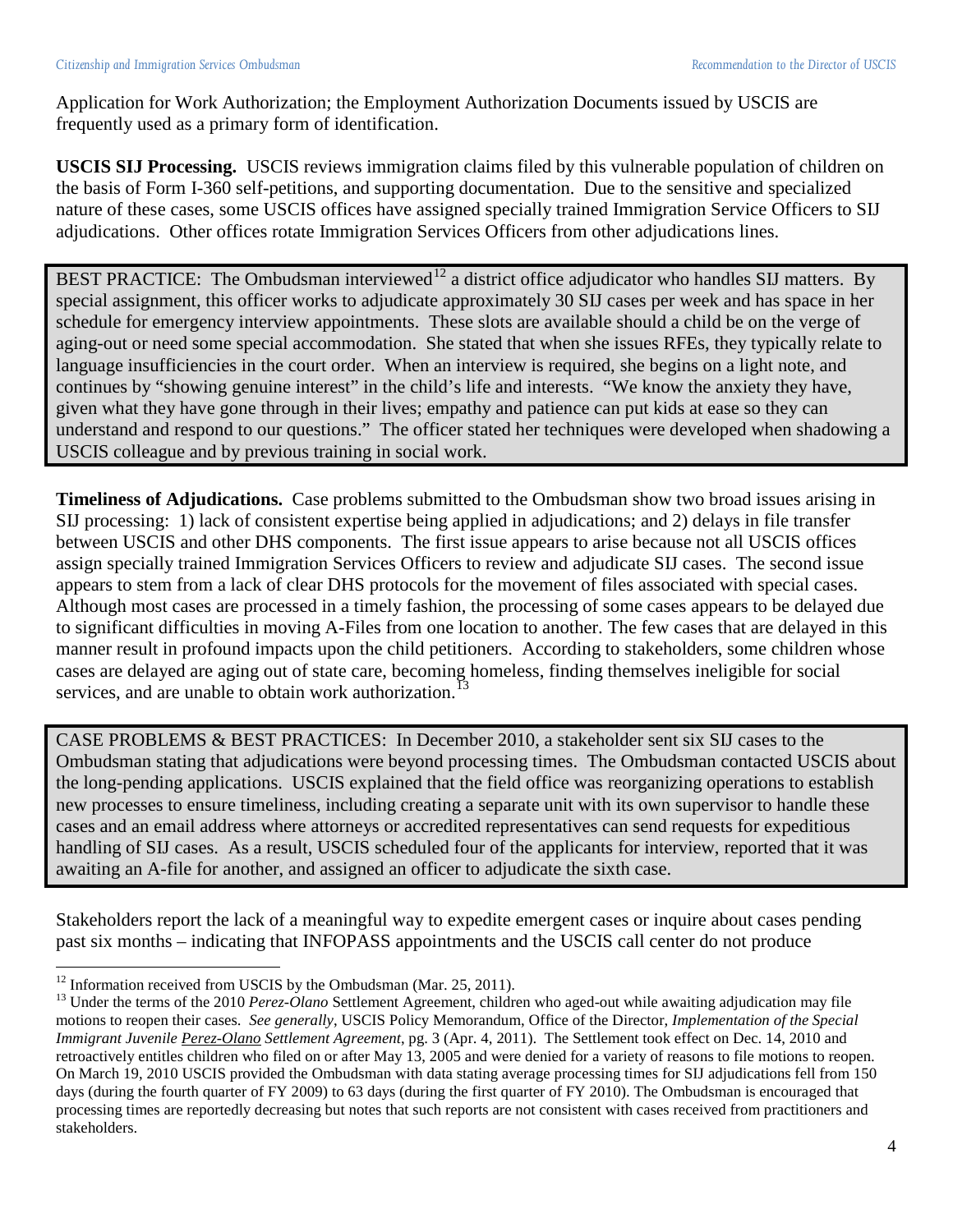Application for Work Authorization; the Employment Authorization Documents issued by USCIS are frequently used as a primary form of identification.

**USCIS SIJ Processing.** USCIS reviews immigration claims filed by this vulnerable population of children on the basis of Form I-360 self-petitions, and supporting documentation. Due to the sensitive and specialized nature of these cases, some USCIS offices have assigned specially trained Immigration Service Officers to SIJ adjudications. Other offices rotate Immigration Services Officers from other adjudications lines.

> BEST PRACTICE: The Ombudsman interviewed[12] a district office adjudicator who handles SIJ matters. By special assignment, this officer works to adjudicate approximately 30 SIJ cases per week and has space in her schedule for emergency interview appointments. These slots are available should a child be on the verge of aging-out or need some special accommodation. She stated that when she issues RFEs, they typically relate to language insufficiencies in the court order. When an interview is required, she begins on a light note, and continues by "showing genuine interest" in the child's life and interests. "We know the anxiety they have, given what they have gone through in their lives; empathy and patience can put kids at ease so they can understand and respond to our questions." The officer stated her techniques were developed when shadowing a USCIS colleague and by previous training in social work.

**Timeliness of Adjudications.** Case problems submitted to the Ombudsman show two broad issues arising in SIJ processing: 1) lack of consistent expertise being applied in adjudications; and 2) delays in file transfer between USCIS and other DHS components. The first issue appears to arise because not all USCIS offices assign specially trained Immigration Services Officers to review and adjudicate SIJ cases. The second issue appears to stem from a lack of clear DHS protocols for the movement of files associated with special cases. Although most cases are processed in a timely fashion, the processing of some cases appears to be delayed due to significant difficulties in moving A-Files from one location to another. The few cases that are delayed in this manner result in profound impacts upon the child petitioners. According to stakeholders, some children whose cases are delayed are aging out of state care, becoming homeless, finding themselves ineligible for social services, and are unable to obtain work authorization.[13]

> CASE PROBLEMS & BEST PRACTICES: In December 2010, a stakeholder sent six SIJ cases to the Ombudsman stating that adjudications were beyond processing times. The Ombudsman contacted USCIS about the long-pending applications. USCIS explained that the field office was reorganizing operations to establish new processes to ensure timeliness, including creating a separate unit with its own supervisor to handle these cases and an email address where attorneys or accredited representatives can send requests for expeditious handling of SIJ cases. As a result, USCIS scheduled four of the applicants for interview, reported that it was awaiting an A-file for another, and assigned an officer to adjudicate the sixth case.

Stakeholders report the lack of a meaningful way to expedite emergent cases or inquire about cases pending past six months – indicating that INFOPASS appointments and the USCIS call center do not produce

---

[12] Information received from USCIS by the Ombudsman (Mar. 25, 2011).

[13] Under the terms of the 2010 *Perez-Olano* Settlement Agreement, children who aged-out while awaiting adjudication may file motions to reopen their cases. *See generally*, USCIS Policy Memorandum, Office of the Director, *Implementation of the Special Immigrant Juvenile Perez-Olano Settlement Agreement*, pg. 3 (Apr. 4, 2011). The Settlement took effect on Dec. 14, 2010 and retroactively entitles children who filed on or after May 13, 2005 and were denied for a variety of reasons to file motions to reopen. On March 19, 2010 USCIS provided the Ombudsman with data stating average processing times for SIJ adjudications fell from 150 days (during the fourth quarter of FY 2009) to 63 days (during the first quarter of FY 2010). The Ombudsman is encouraged that processing times are reportedly decreasing but notes that such reports are not consistent with cases received from practitioners and stakeholders.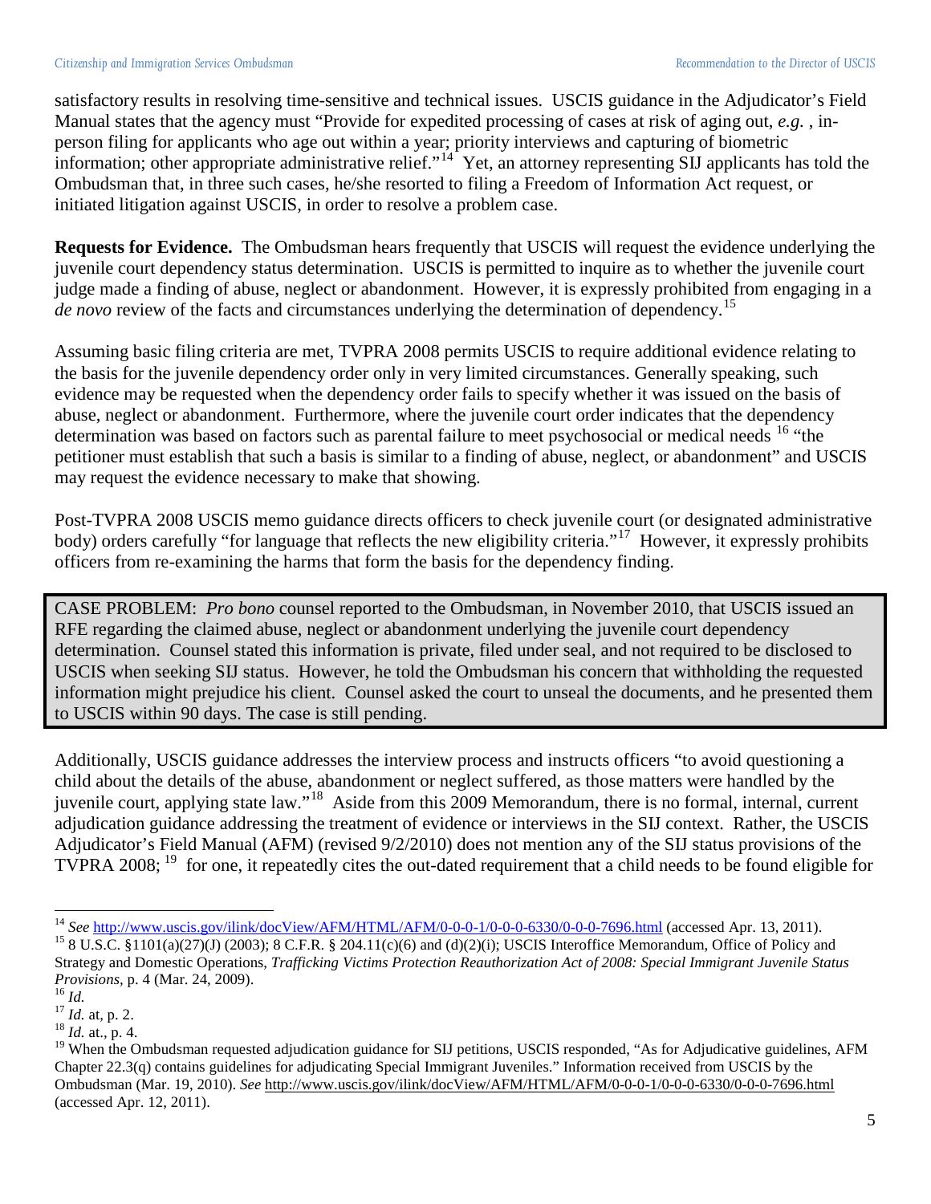satisfactory results in resolving time-sensitive and technical issues. USCIS guidance in the Adjudicator's Field Manual states that the agency must "Provide for expedited processing of cases at risk of aging out, *e.g.* , in-person filing for applicants who age out within a year; priority interviews and capturing of biometric information; other appropriate administrative relief."[14] Yet, an attorney representing SIJ applicants has told the Ombudsman that, in three such cases, he/she resorted to filing a Freedom of Information Act request, or initiated litigation against USCIS, in order to resolve a problem case.

**Requests for Evidence.** The Ombudsman hears frequently that USCIS will request the evidence underlying the juvenile court dependency status determination. USCIS is permitted to inquire as to whether the juvenile court judge made a finding of abuse, neglect or abandonment. However, it is expressly prohibited from engaging in a *de novo* review of the facts and circumstances underlying the determination of dependency.[15]

Assuming basic filing criteria are met, TVPRA 2008 permits USCIS to require additional evidence relating to the basis for the juvenile dependency order only in very limited circumstances. Generally speaking, such evidence may be requested when the dependency order fails to specify whether it was issued on the basis of abuse, neglect or abandonment. Furthermore, where the juvenile court order indicates that the dependency determination was based on factors such as parental failure to meet psychosocial or medical needs [16] "the petitioner must establish that such a basis is similar to a finding of abuse, neglect, or abandonment" and USCIS may request the evidence necessary to make that showing.

Post-TVPRA 2008 USCIS memo guidance directs officers to check juvenile court (or designated administrative body) orders carefully "for language that reflects the new eligibility criteria."[17] However, it expressly prohibits officers from re-examining the harms that form the basis for the dependency finding.

> CASE PROBLEM: *Pro bono* counsel reported to the Ombudsman, in November 2010, that USCIS issued an RFE regarding the claimed abuse, neglect or abandonment underlying the juvenile court dependency determination. Counsel stated this information is private, filed under seal, and not required to be disclosed to USCIS when seeking SIJ status. However, he told the Ombudsman his concern that withholding the requested information might prejudice his client. Counsel asked the court to unseal the documents, and he presented them to USCIS within 90 days. The case is still pending.

Additionally, USCIS guidance addresses the interview process and instructs officers "to avoid questioning a child about the details of the abuse, abandonment or neglect suffered, as those matters were handled by the juvenile court, applying state law."[18] Aside from this 2009 Memorandum, there is no formal, internal, current adjudication guidance addressing the treatment of evidence or interviews in the SIJ context. Rather, the USCIS Adjudicator's Field Manual (AFM) (revised 9/2/2010) does not mention any of the SIJ status provisions of the TVPRA 2008; [19] for one, it repeatedly cites the out-dated requirement that a child needs to be found eligible for

---

[14] *See* http://www.uscis.gov/ilink/docView/AFM/HTML/AFM/0-0-0-1/0-0-0-6330/0-0-0-7696.html (accessed Apr. 13, 2011).

[15] 8 U.S.C. §1101(a)(27)(J) (2003); 8 C.F.R. § 204.11(c)(6) and (d)(2)(i); USCIS Interoffice Memorandum, Office of Policy and Strategy and Domestic Operations, *Trafficking Victims Protection Reauthorization Act of 2008: Special Immigrant Juvenile Status Provisions*, p. 4 (Mar. 24, 2009).

[16] *Id.*

[17] *Id.* at, p. 2.

[18] *Id.* at., p. 4.

[19] When the Ombudsman requested adjudication guidance for SIJ petitions, USCIS responded, "As for Adjudicative guidelines, AFM Chapter 22.3(q) contains guidelines for adjudicating Special Immigrant Juveniles." Information received from USCIS by the Ombudsman (Mar. 19, 2010). *See* http://www.uscis.gov/ilink/docView/AFM/HTML/AFM/0-0-0-1/0-0-0-6330/0-0-0-7696.html (accessed Apr. 12, 2011).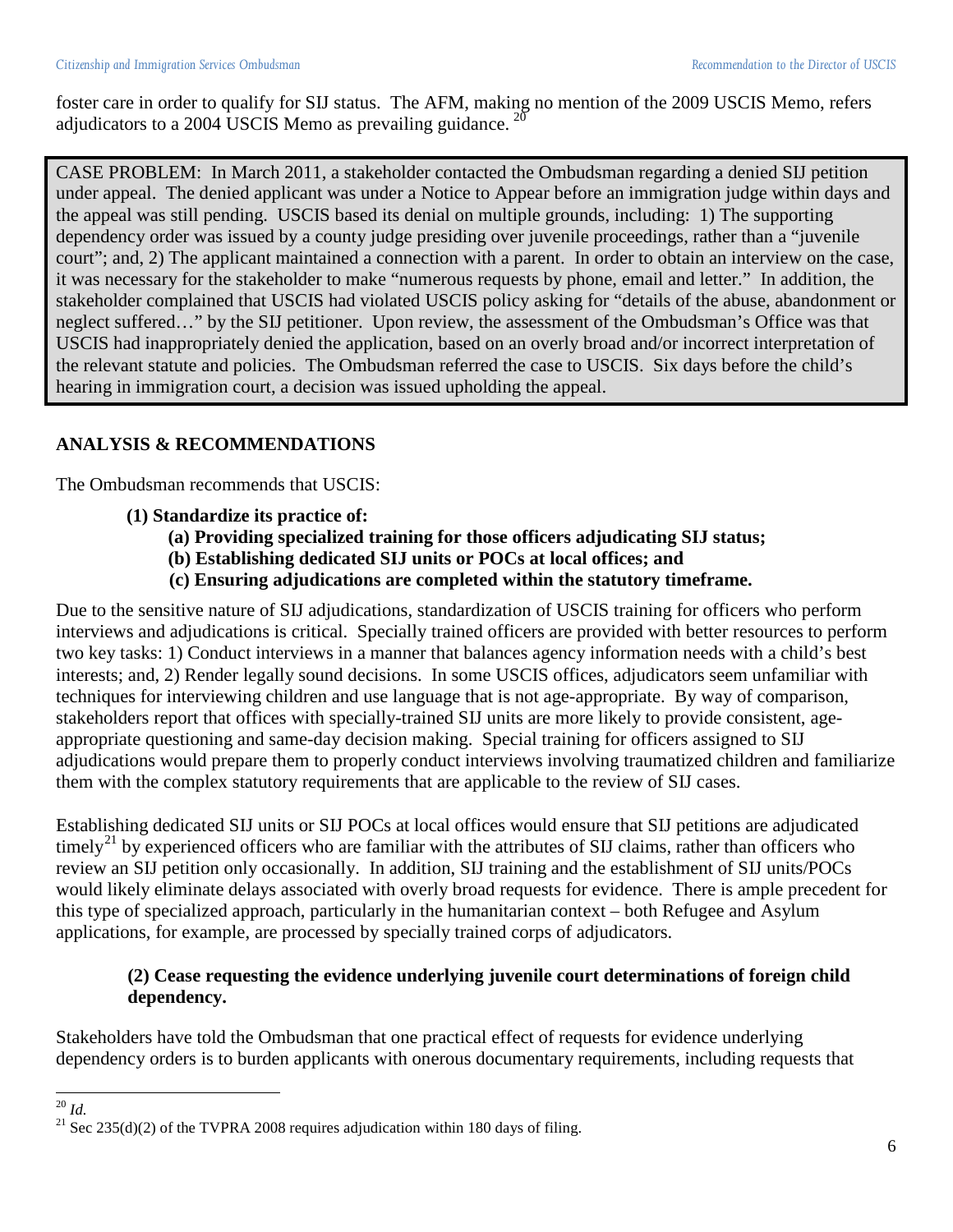foster care in order to qualify for SIJ status. The AFM, making no mention of the 2009 USCIS Memo, refers adjudicators to a 2004 USCIS Memo as prevailing guidance.[20]

> CASE PROBLEM: In March 2011, a stakeholder contacted the Ombudsman regarding a denied SIJ petition under appeal. The denied applicant was under a Notice to Appear before an immigration judge within days and the appeal was still pending. USCIS based its denial on multiple grounds, including: 1) The supporting dependency order was issued by a county judge presiding over juvenile proceedings, rather than a "juvenile court"; and, 2) The applicant maintained a connection with a parent. In order to obtain an interview on the case, it was necessary for the stakeholder to make "numerous requests by phone, email and letter." In addition, the stakeholder complained that USCIS had violated USCIS policy asking for "details of the abuse, abandonment or neglect suffered…" by the SIJ petitioner. Upon review, the assessment of the Ombudsman's Office was that USCIS had inappropriately denied the application, based on an overly broad and/or incorrect interpretation of the relevant statute and policies. The Ombudsman referred the case to USCIS. Six days before the child's hearing in immigration court, a decision was issued upholding the appeal.

## ANALYSIS & RECOMMENDATIONS

The Ombudsman recommends that USCIS:

**(1) Standardize its practice of:**

- **(a) Providing specialized training for those officers adjudicating SIJ status;**
- **(b) Establishing dedicated SIJ units or POCs at local offices; and**
- **(c) Ensuring adjudications are completed within the statutory timeframe.**

Due to the sensitive nature of SIJ adjudications, standardization of USCIS training for officers who perform interviews and adjudications is critical. Specially trained officers are provided with better resources to perform two key tasks: 1) Conduct interviews in a manner that balances agency information needs with a child's best interests; and, 2) Render legally sound decisions. In some USCIS offices, adjudicators seem unfamiliar with techniques for interviewing children and use language that is not age-appropriate. By way of comparison, stakeholders report that offices with specially-trained SIJ units are more likely to provide consistent, age-appropriate questioning and same-day decision making. Special training for officers assigned to SIJ adjudications would prepare them to properly conduct interviews involving traumatized children and familiarize them with the complex statutory requirements that are applicable to the review of SIJ cases.

Establishing dedicated SIJ units or SIJ POCs at local offices would ensure that SIJ petitions are adjudicated timely[21] by experienced officers who are familiar with the attributes of SIJ claims, rather than officers who review an SIJ petition only occasionally. In addition, SIJ training and the establishment of SIJ units/POCs would likely eliminate delays associated with overly broad requests for evidence. There is ample precedent for this type of specialized approach, particularly in the humanitarian context – both Refugee and Asylum applications, for example, are processed by specially trained corps of adjudicators.

**(2) Cease requesting the evidence underlying juvenile court determinations of foreign child dependency.**

Stakeholders have told the Ombudsman that one practical effect of requests for evidence underlying dependency orders is to burden applicants with onerous documentary requirements, including requests that

---

[20] *Id.*

[21] Sec 235(d)(2) of the TVPRA 2008 requires adjudication within 180 days of filing.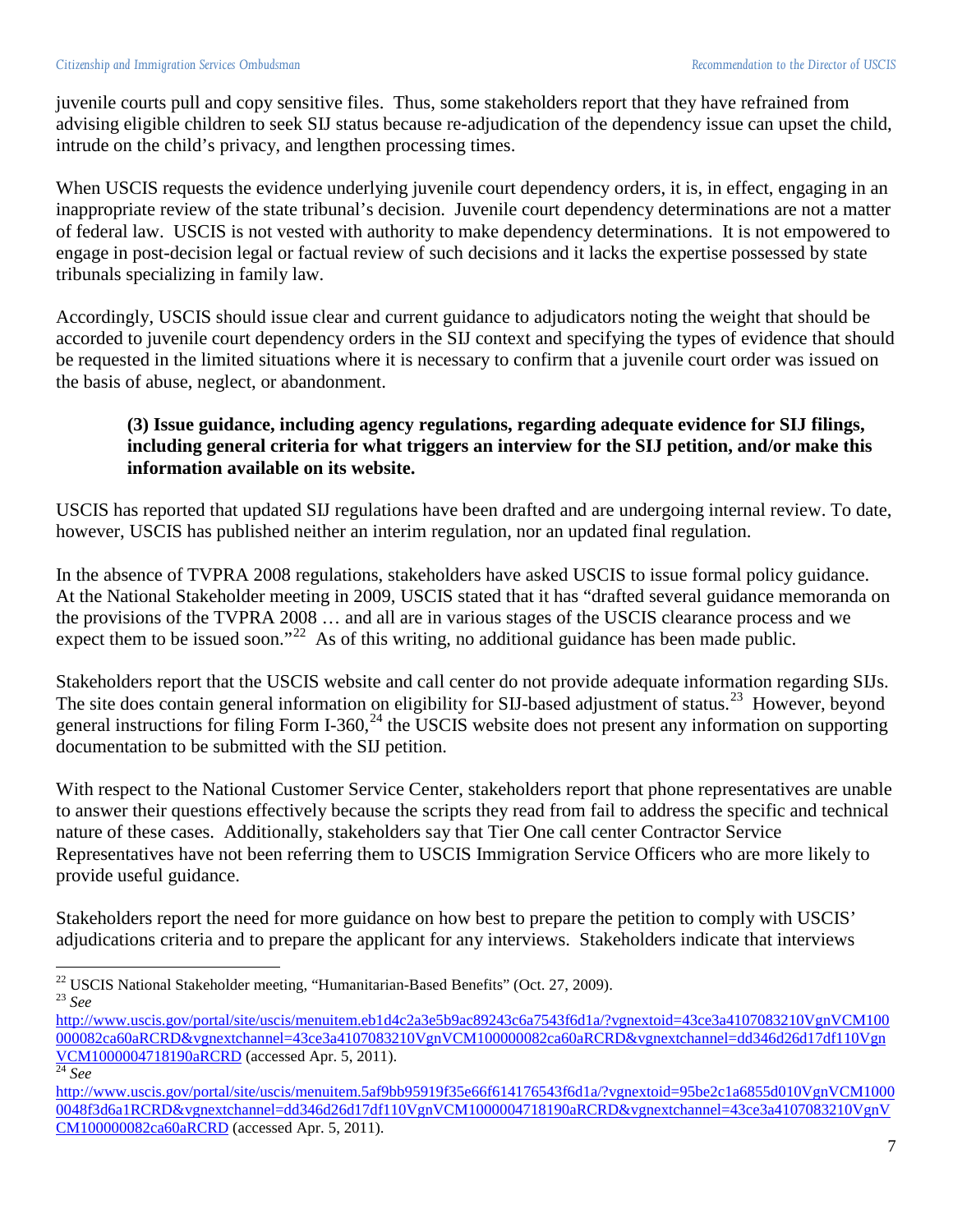juvenile courts pull and copy sensitive files. Thus, some stakeholders report that they have refrained from advising eligible children to seek SIJ status because re-adjudication of the dependency issue can upset the child, intrude on the child's privacy, and lengthen processing times.

When USCIS requests the evidence underlying juvenile court dependency orders, it is, in effect, engaging in an inappropriate review of the state tribunal's decision. Juvenile court dependency determinations are not a matter of federal law. USCIS is not vested with authority to make dependency determinations. It is not empowered to engage in post-decision legal or factual review of such decisions and it lacks the expertise possessed by state tribunals specializing in family law.

Accordingly, USCIS should issue clear and current guidance to adjudicators noting the weight that should be accorded to juvenile court dependency orders in the SIJ context and specifying the types of evidence that should be requested in the limited situations where it is necessary to confirm that a juvenile court order was issued on the basis of abuse, neglect, or abandonment.

> **(3) Issue guidance, including agency regulations, regarding adequate evidence for SIJ filings, including general criteria for what triggers an interview for the SIJ petition, and/or make this information available on its website.**

USCIS has reported that updated SIJ regulations have been drafted and are undergoing internal review. To date, however, USCIS has published neither an interim regulation, nor an updated final regulation.

In the absence of TVPRA 2008 regulations, stakeholders have asked USCIS to issue formal policy guidance. At the National Stakeholder meeting in 2009, USCIS stated that it has "drafted several guidance memoranda on the provisions of the TVPRA 2008 … and all are in various stages of the USCIS clearance process and we expect them to be issued soon."[22] As of this writing, no additional guidance has been made public.

Stakeholders report that the USCIS website and call center do not provide adequate information regarding SIJs. The site does contain general information on eligibility for SIJ-based adjustment of status.[23] However, beyond general instructions for filing Form I-360,[24] the USCIS website does not present any information on supporting documentation to be submitted with the SIJ petition.

With respect to the National Customer Service Center, stakeholders report that phone representatives are unable to answer their questions effectively because the scripts they read from fail to address the specific and technical nature of these cases. Additionally, stakeholders say that Tier One call center Contractor Service Representatives have not been referring them to USCIS Immigration Service Officers who are more likely to provide useful guidance.

Stakeholders report the need for more guidance on how best to prepare the petition to comply with USCIS' adjudications criteria and to prepare the applicant for any interviews. Stakeholders indicate that interviews

---

[22] USCIS National Stakeholder meeting, "Humanitarian-Based Benefits" (Oct. 27, 2009).

[23] *See* http://www.uscis.gov/portal/site/uscis/menuitem.eb1d4c2a3e5b9ac89243c6a7543f6d1a/?vgnextoid=43ce3a4107083210VgnVCM100000082ca60aRCRD&vgnextchannel=43ce3a4107083210VgnVCM100000082ca60aRCRD&vgnextchannel=dd346d26d17df110VgnVCM1000004718190aRCRD (accessed Apr. 5, 2011).

[24] *See* http://www.uscis.gov/portal/site/uscis/menuitem.5af9bb95919f35e66f614176543f6d1a/?vgnextoid=95be2c1a6855d010VgnVCM10000048f3d6a1RCRD&vgnextchannel=dd346d26d17df110VgnVCM1000004718190aRCRD&vgnextchannel=43ce3a4107083210VgnVCM100000082ca60aRCRD (accessed Apr. 5, 2011).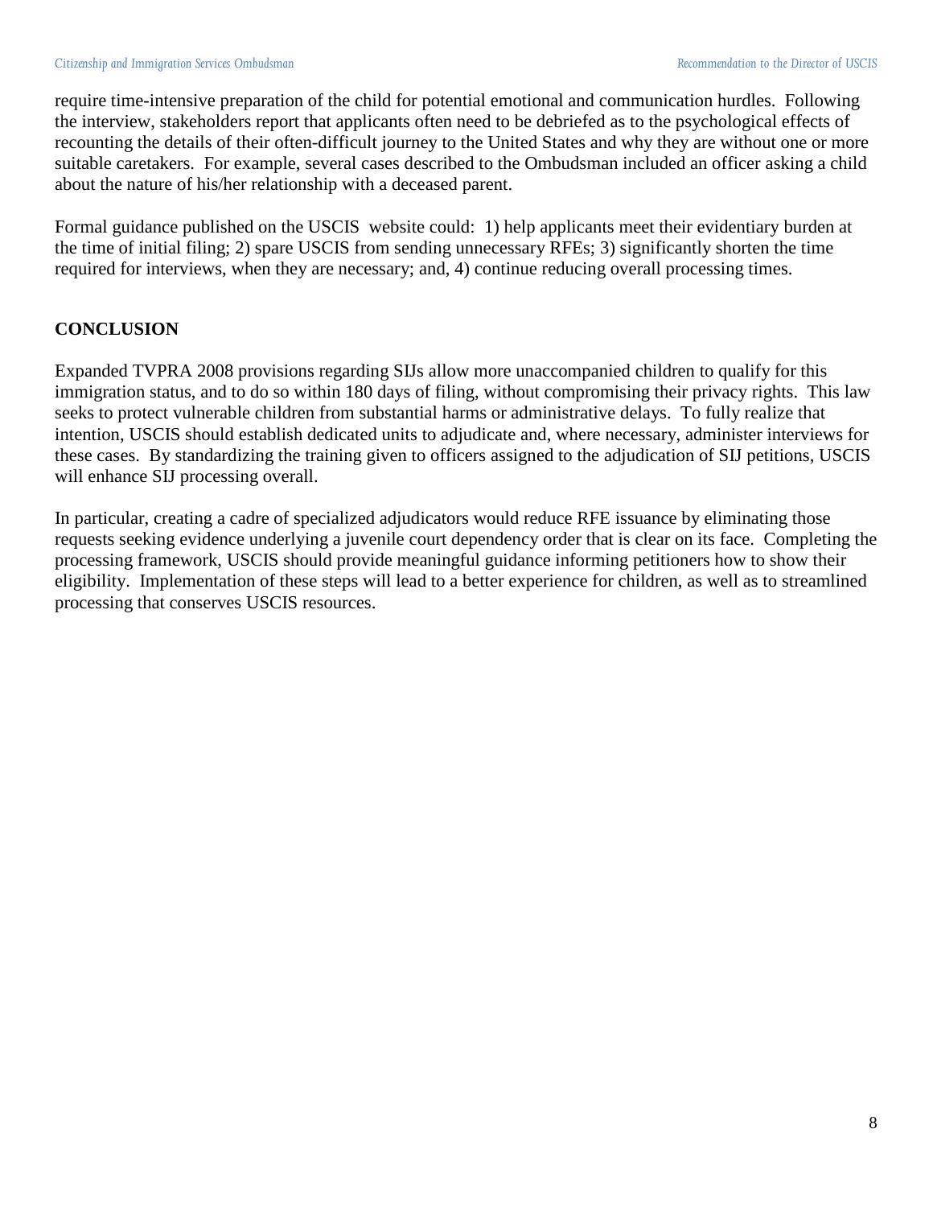require time-intensive preparation of the child for potential emotional and communication hurdles. Following the interview, stakeholders report that applicants often need to be debriefed as to the psychological effects of recounting the details of their often-difficult journey to the United States and why they are without one or more suitable caretakers. For example, several cases described to the Ombudsman included an officer asking a child about the nature of his/her relationship with a deceased parent.

Formal guidance published on the USCIS website could: 1) help applicants meet their evidentiary burden at the time of initial filing; 2) spare USCIS from sending unnecessary RFEs; 3) significantly shorten the time required for interviews, when they are necessary; and, 4) continue reducing overall processing times.

## CONCLUSION

Expanded TVPRA 2008 provisions regarding SIJs allow more unaccompanied children to qualify for this immigration status, and to do so within 180 days of filing, without compromising their privacy rights. This law seeks to protect vulnerable children from substantial harms or administrative delays. To fully realize that intention, USCIS should establish dedicated units to adjudicate and, where necessary, administer interviews for these cases. By standardizing the training given to officers assigned to the adjudication of SIJ petitions, USCIS will enhance SIJ processing overall.

In particular, creating a cadre of specialized adjudicators would reduce RFE issuance by eliminating those requests seeking evidence underlying a juvenile court dependency order that is clear on its face. Completing the processing framework, USCIS should provide meaningful guidance informing petitioners how to show their eligibility. Implementation of these steps will lead to a better experience for children, as well as to streamlined processing that conserves USCIS resources.